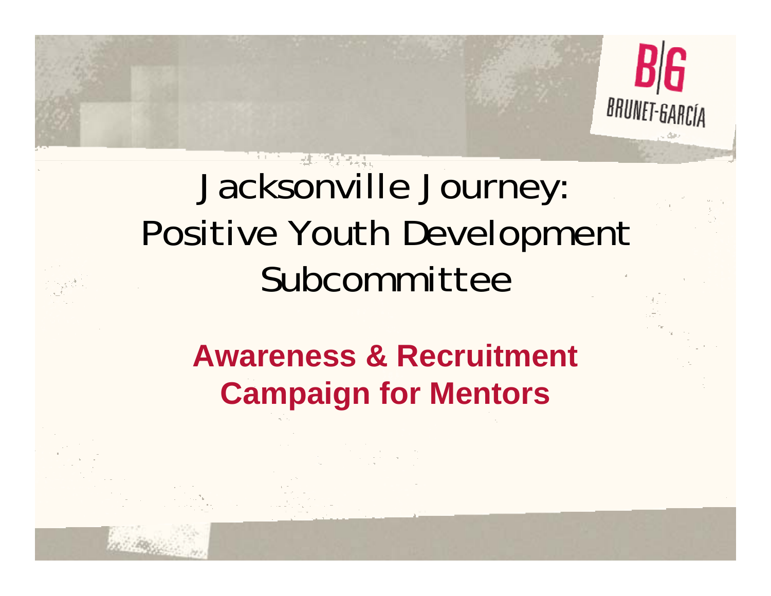BRUNET-GARCÍA

# Jacksonville Journey: Positive Youth Development Subcommittee

## **Awareness & Recruitment Campaign for Mentors**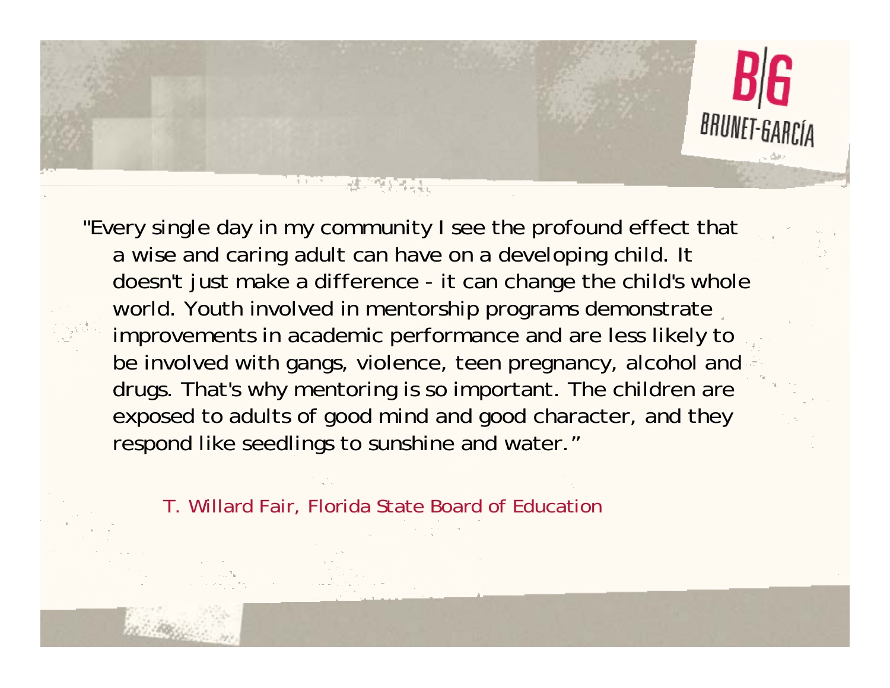"Every single day in my community I see the profound effect that a wise and caring adult can have on a developing child. It doesn't just make a difference - it can change the child's whole world. Youth involved in mentorship programs demonstrate improvements in academic performance and are less likely to be involved with gangs, violence, teen pregnancy, alcohol and drugs. That's why mentoring is so important. The children are exposed to adults of good mind and good character, and they respond like seedlings to sunshine and water."

T. Willard Fair, Florida State Board of Education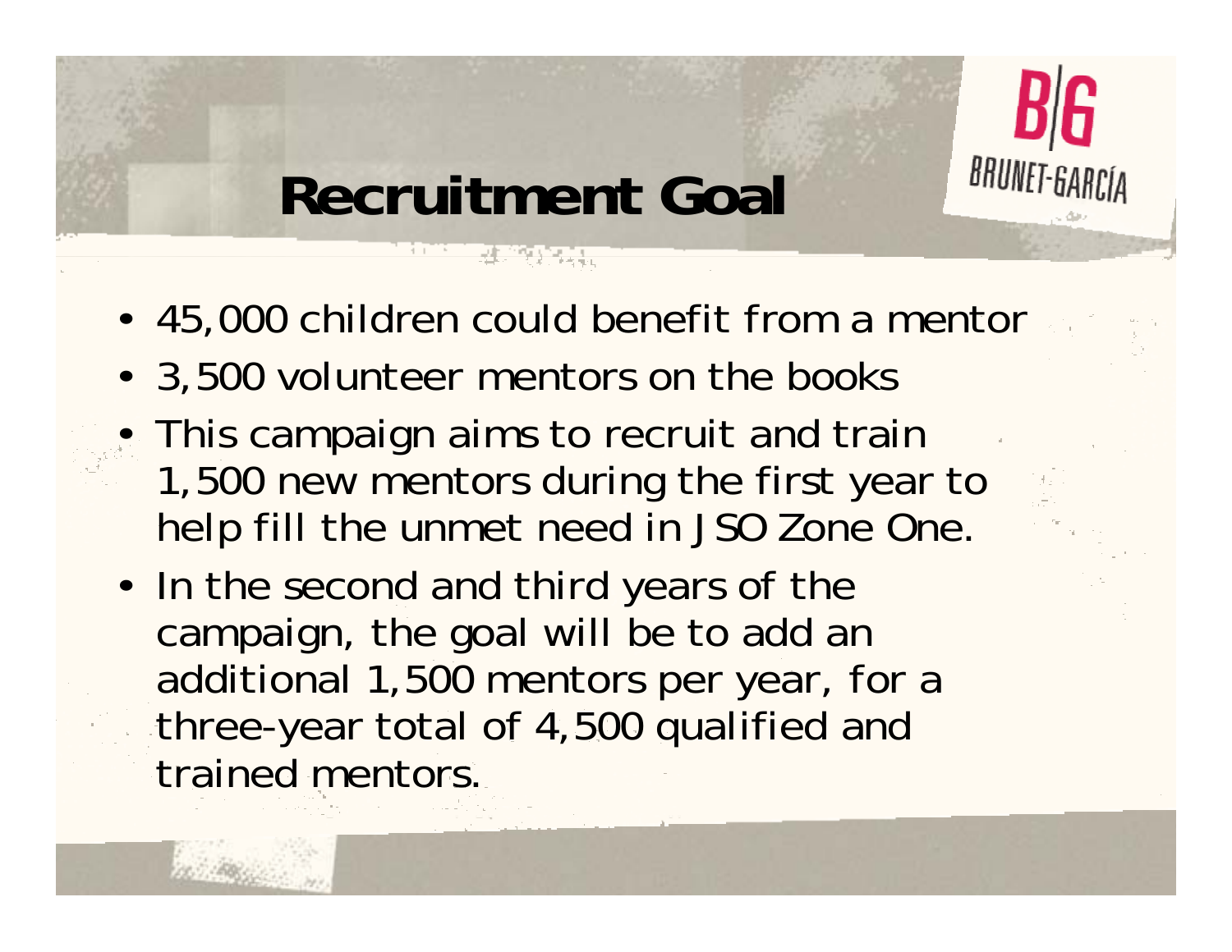# Recruitment Goal

- 45,000 children could benefit from a mentor
- 3,500 volunteer mentors on the books
- This campaign aims to recruit and train 1,500 new mentors during the first year to help fill the unmet need in JSO Zone One.
- In the second and third years of the campaign, the goal will be to add an additional 1,500 mentors per year, for a three-year total of 4,500 qualified and trained mentors.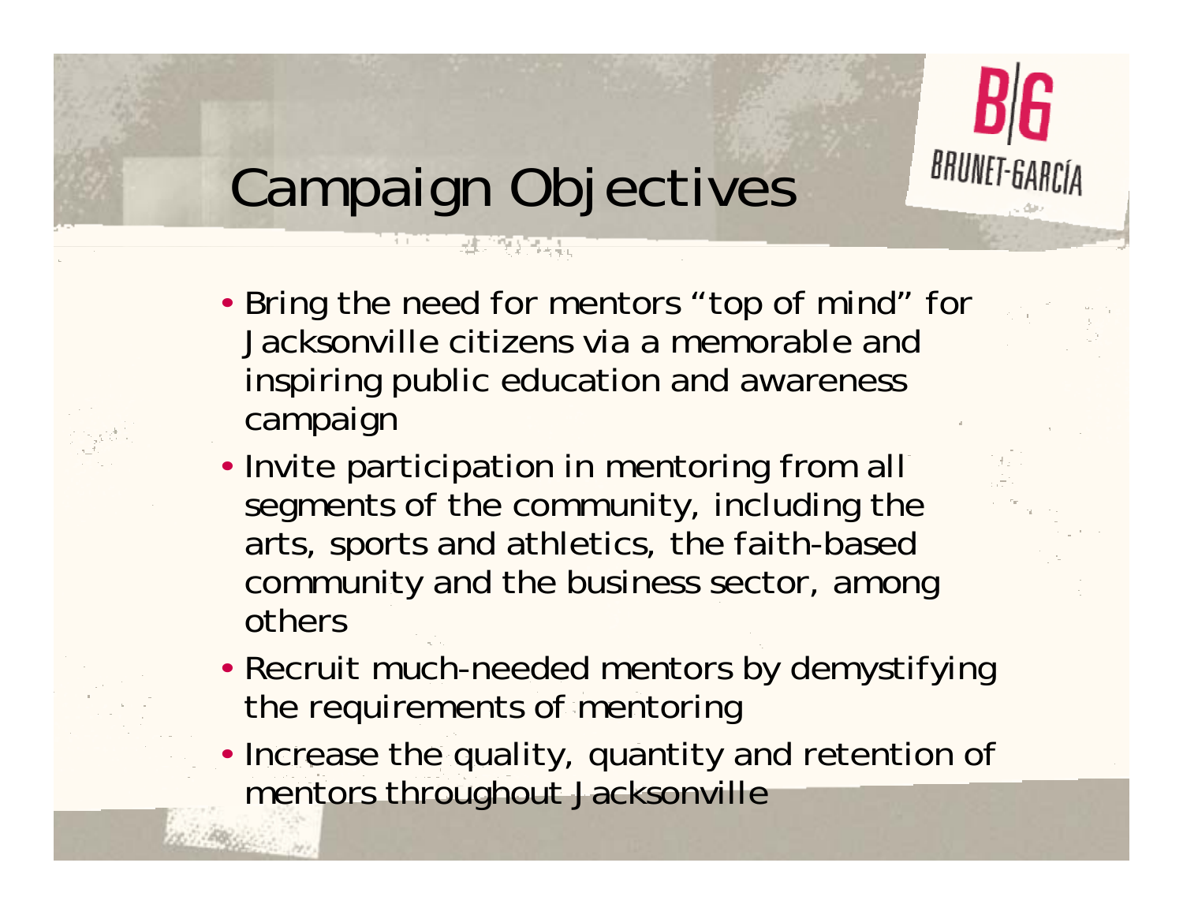# Campaign Objectives

- Bring the need for mentors "top of mind" for Jacksonville citizens via a memorable and inspiring public education and awareness campaign
- Invite participation in mentoring from all segments of the community, including the arts, sports and athletics, the faith-based community and the business sector, among others
- Recruit much-needed mentors by demystifying the requirements of mentoring
- Increase the quality, quantity and retention of mentors throughout Jacksonville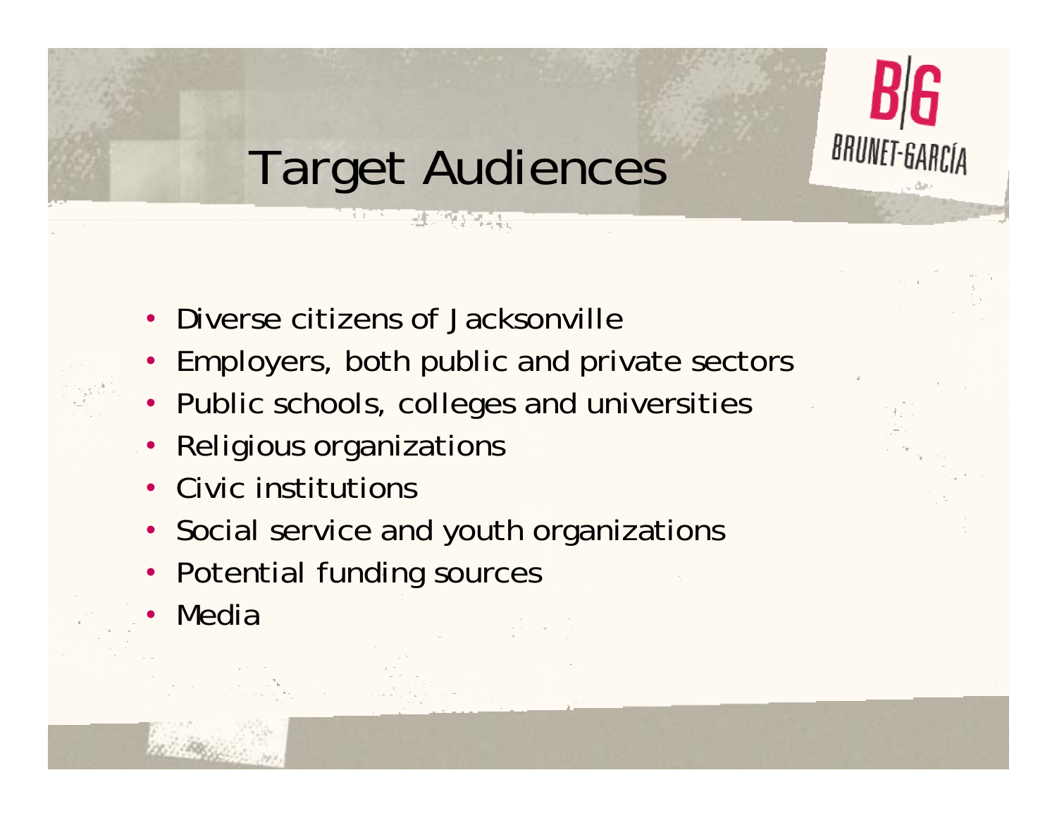# Target Audiences

BRUNET-GARCÍA

- Diverse citizens of Jacksonville
- Employers, both public and private sectors
- Public schools, colleges and universities
- Religious organizations
- Civic institutions
- Social service and youth organizations
- Potential funding sources
- Media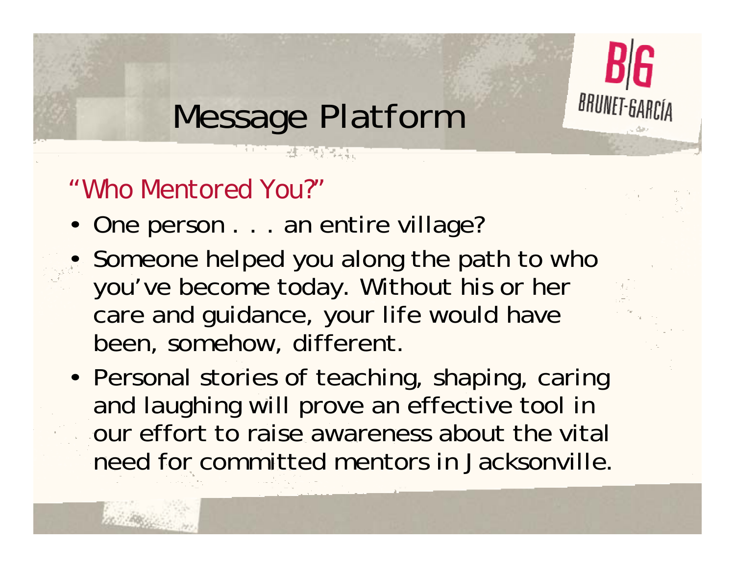# Message Platform

B|G BRUNET-GARCÍA

## "Who Mentored You?"

- One person . . . an entire village?
- Someone helped you along the path to who you've become today. Without his or her care and guidance, your life would have been, somehow, different.
- Personal stories of teaching, shaping, caring and laughing will prove an effective tool in our effort to raise awareness about the vital need for committed mentors in Jacksonville.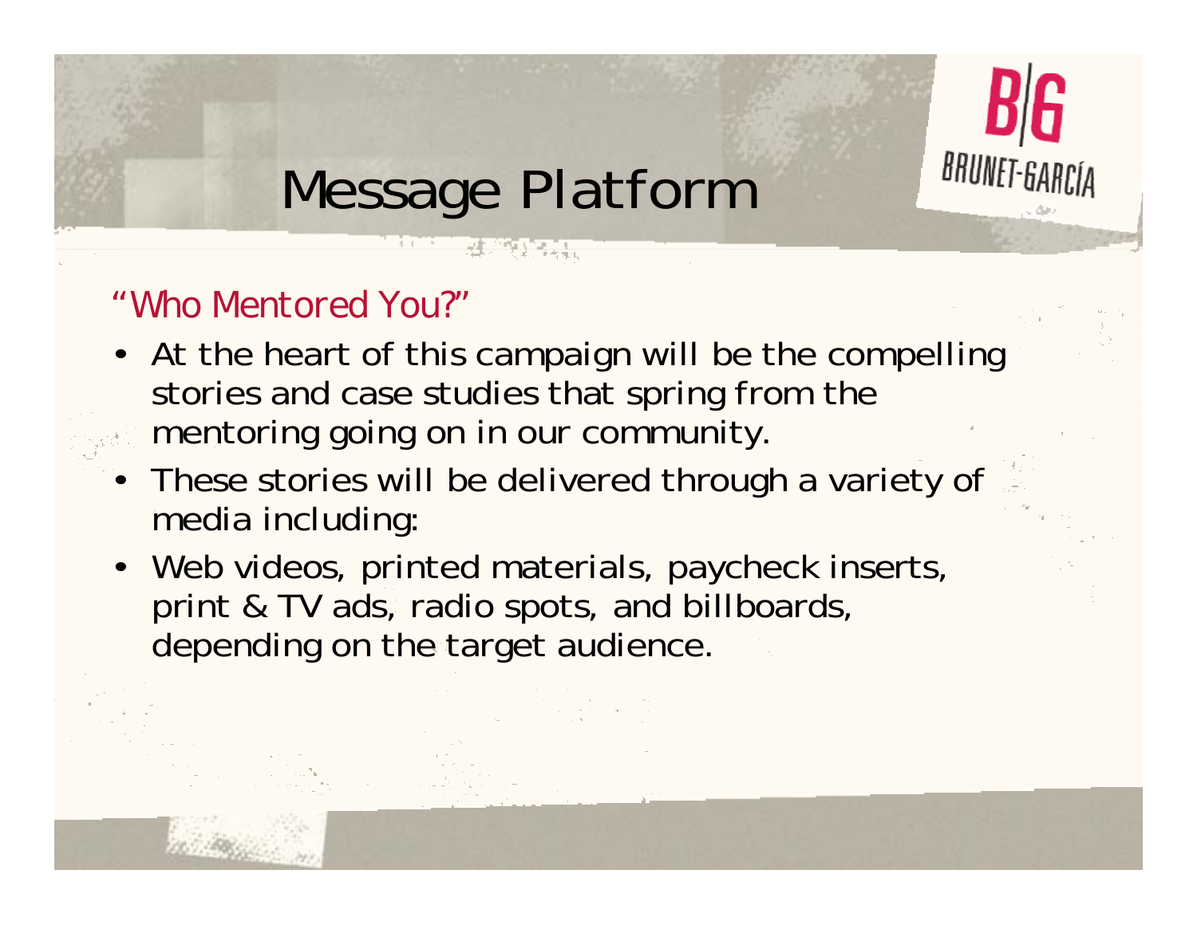# Message Platform

BRUNET-GARCÍA

## "Who Mentored You?"

- At the heart of this campaign will be the compelling stories and case studies that spring from the mentoring going on in our community.
- These stories will be delivered through a variety of media including:
- Web videos, printed materials, paycheck inserts, print & TV ads, radio spots, and billboards, depending on the target audience.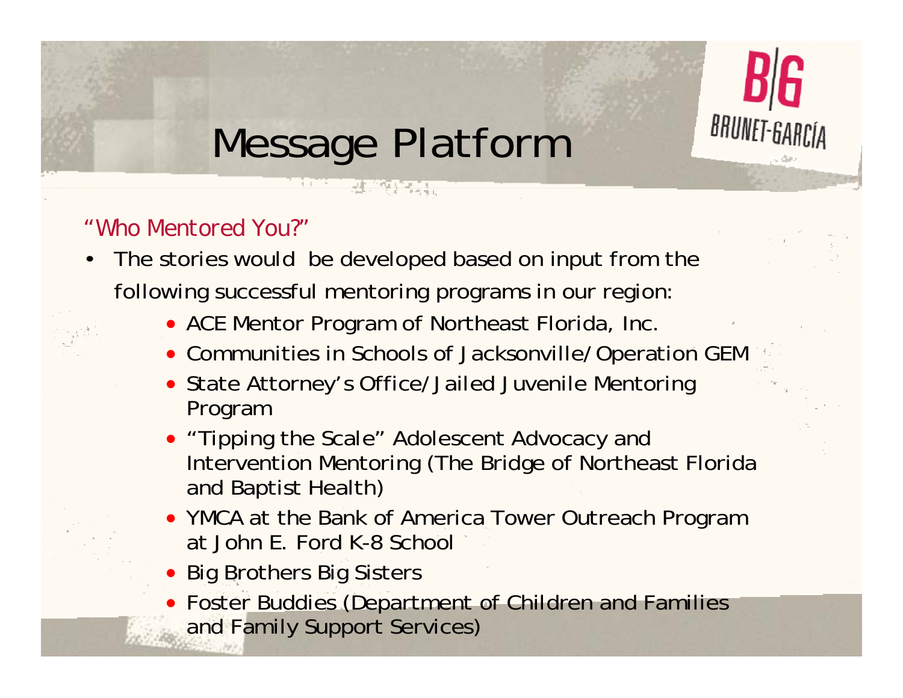# Message Platform

BRUNET-GARCÍA

"Who Mentored You?"

- The stories would be developed based on input from the following successful mentoring programs in our region:
  - ACE Mentor Program of Northeast Florida, Inc.
  - Communities in Schools of Jacksonville/Operation GEM
  - State Attorney's Office/Jailed Juvenile Mentoring Program
  - "Tipping the Scale" Adolescent Advocacy and Intervention Mentoring (The Bridge of Northeast Florida and Baptist Health)
  - YMCA at the Bank of America Tower Outreach Program at John E. Ford K-8 School
  - Big Brothers Big Sisters
  - Foster Buddies (Department of Children and Families and Family Support Services)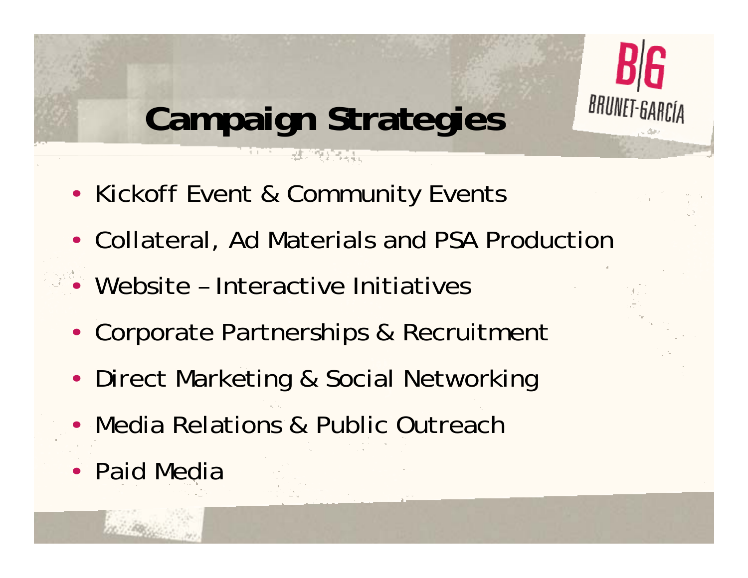# Campaign Strategies

BRUNET-GARCÍA

- Kickoff Event & Community Events
- Collateral, Ad Materials and PSA Production
- Website – Interactive Initiatives
- Corporate Partnerships & Recruitment
- Direct Marketing & Social Networking
- Media Relations & Public Outreach
- Paid Media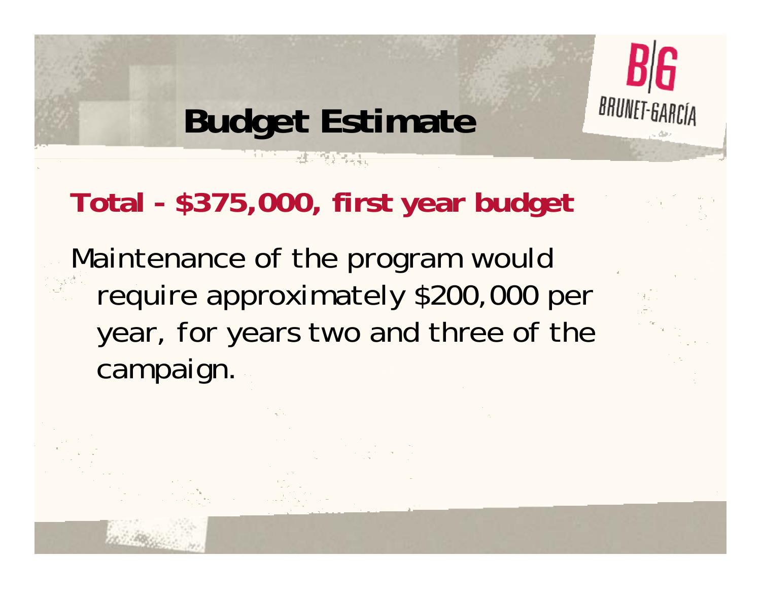# Budget Estimate

BRUNET-GARCÍA

**Total - $375,000, first year budget**

Maintenance of the program would require approximately $200,000 per year, for years two and three of the campaign.